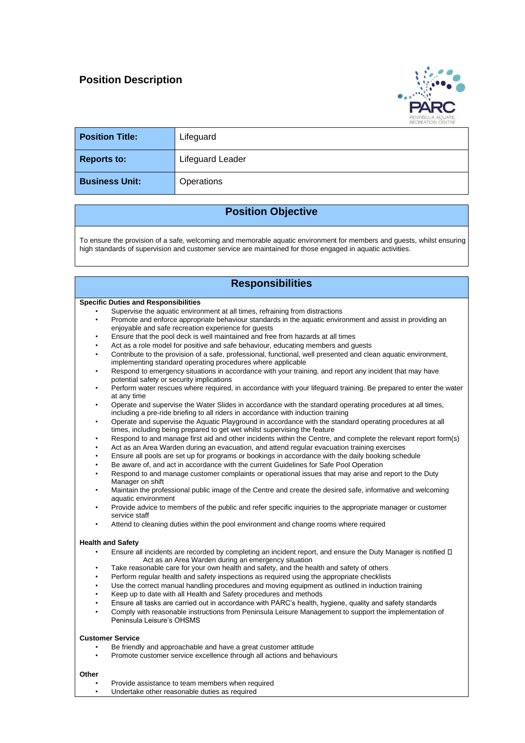# Position Description

| Position Title: | Lifeguard |
|---|---|
| Reports to: | Lifeguard Leader |
| Business Unit: | Operations |

## Position Objective

To ensure the provision of a safe, welcoming and memorable aquatic environment for members and guests, whilst ensuring high standards of supervision and customer service are maintained for those engaged in aquatic activities.

## Responsibilities

**Specific Duties and Responsibilities**

- Supervise the aquatic environment at all times, refraining from distractions
- Promote and enforce appropriate behaviour standards in the aquatic environment and assist in providing an enjoyable and safe recreation experience for guests
- Ensure that the pool deck is well maintained and free from hazards at all times
- Act as a role model for positive and safe behaviour, educating members and guests
- Contribute to the provision of a safe, professional, functional, well presented and clean aquatic environment, implementing standard operating procedures where applicable
- Respond to emergency situations in accordance with your training, and report any incident that may have potential safety or security implications
- Perform water rescues where required, in accordance with your lifeguard training. Be prepared to enter the water at any time
- Operate and supervise the Water Slides in accordance with the standard operating procedures at all times, including a pre-ride briefing to all riders in accordance with induction training
- Operate and supervise the Aquatic Playground in accordance with the standard operating procedures at all times, including being prepared to get wet whilst supervising the feature
- Respond to and manage first aid and other incidents within the Centre, and complete the relevant report form(s)
- Act as an Area Warden during an evacuation, and attend regular evacuation training exercises
- Ensure all pools are set up for programs or bookings in accordance with the daily booking schedule
- Be aware of, and act in accordance with the current Guidelines for Safe Pool Operation
- Respond to and manage customer complaints or operational issues that may arise and report to the Duty Manager on shift
- Maintain the professional public image of the Centre and create the desired safe, informative and welcoming aquatic environment
- Provide advice to members of the public and refer specific inquiries to the appropriate manager or customer service staff
- Attend to cleaning duties within the pool environment and change rooms where required

**Health and Safety**

- Ensure all incidents are recorded by completing an incident report, and ensure the Duty Manager is notified  Act as an Area Warden during an emergency situation
- Take reasonable care for your own health and safety, and the health and safety of others
- Perform regular health and safety inspections as required using the appropriate checklists
- Use the correct manual handling procedures and moving equipment as outlined in induction training
- Keep up to date with all Health and Safety procedures and methods
- Ensure all tasks are carried out in accordance with PARC's health, hygiene, quality and safety standards
- Comply with reasonable instructions from Peninsula Leisure Management to support the implementation of Peninsula Leisure's OHSMS

**Customer Service**

- Be friendly and approachable and have a great customer attitude
- Promote customer service excellence through all actions and behaviours

**Other**

- Provide assistance to team members when required
- Undertake other reasonable duties as required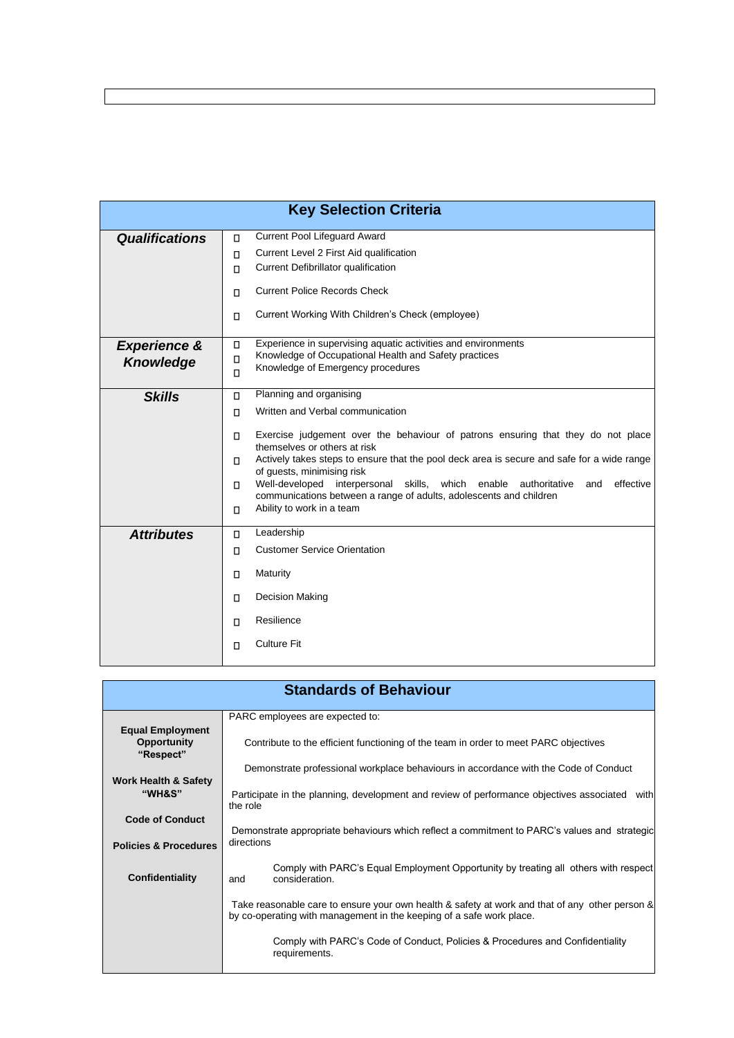## Key Selection Criteria

| | |
|---|---|
| ***Qualifications*** | ☐ Current Pool Lifeguard Award<br>☐ Current Level 2 First Aid qualification<br>☐ Current Defibrillator qualification<br>☐ Current Police Records Check<br>☐ Current Working With Children's Check (employee) |
| ***Experience & Knowledge*** | ☐ Experience in supervising aquatic activities and environments<br>☐ Knowledge of Occupational Health and Safety practices<br>☐ Knowledge of Emergency procedures |
| ***Skills*** | ☐ Planning and organising<br>☐ Written and Verbal communication<br>☐ Exercise judgement over the behaviour of patrons ensuring that they do not place themselves or others at risk<br>☐ Actively takes steps to ensure that the pool deck area is secure and safe for a wide range of guests, minimising risk<br>☐ Well-developed interpersonal skills, which enable authoritative and effective communications between a range of adults, adolescents and children<br>☐ Ability to work in a team |
| ***Attributes*** | ☐ Leadership<br>☐ Customer Service Orientation<br>☐ Maturity<br>☐ Decision Making<br>☐ Resilience<br>☐ Culture Fit |

## Standards of Behaviour

| | |
|---|---|
| **Equal Employment Opportunity "Respect"**<br><br>**Work Health & Safety "WH&S"**<br><br>**Code of Conduct**<br><br>**Policies & Procedures**<br><br>**Confidentiality** | PARC employees are expected to:<br><br>Contribute to the efficient functioning of the team in order to meet PARC objectives<br><br>Demonstrate professional workplace behaviours in accordance with the Code of Conduct<br><br>Participate in the planning, development and review of performance objectives associated with the role<br><br>Demonstrate appropriate behaviours which reflect a commitment to PARC's values and strategic directions<br><br>Comply with PARC's Equal Employment Opportunity by treating all others with respect and consideration.<br><br>Take reasonable care to ensure your own health & safety at work and that of any other person & by co-operating with management in the keeping of a safe work place.<br><br>Comply with PARC's Code of Conduct, Policies & Procedures and Confidentiality requirements. |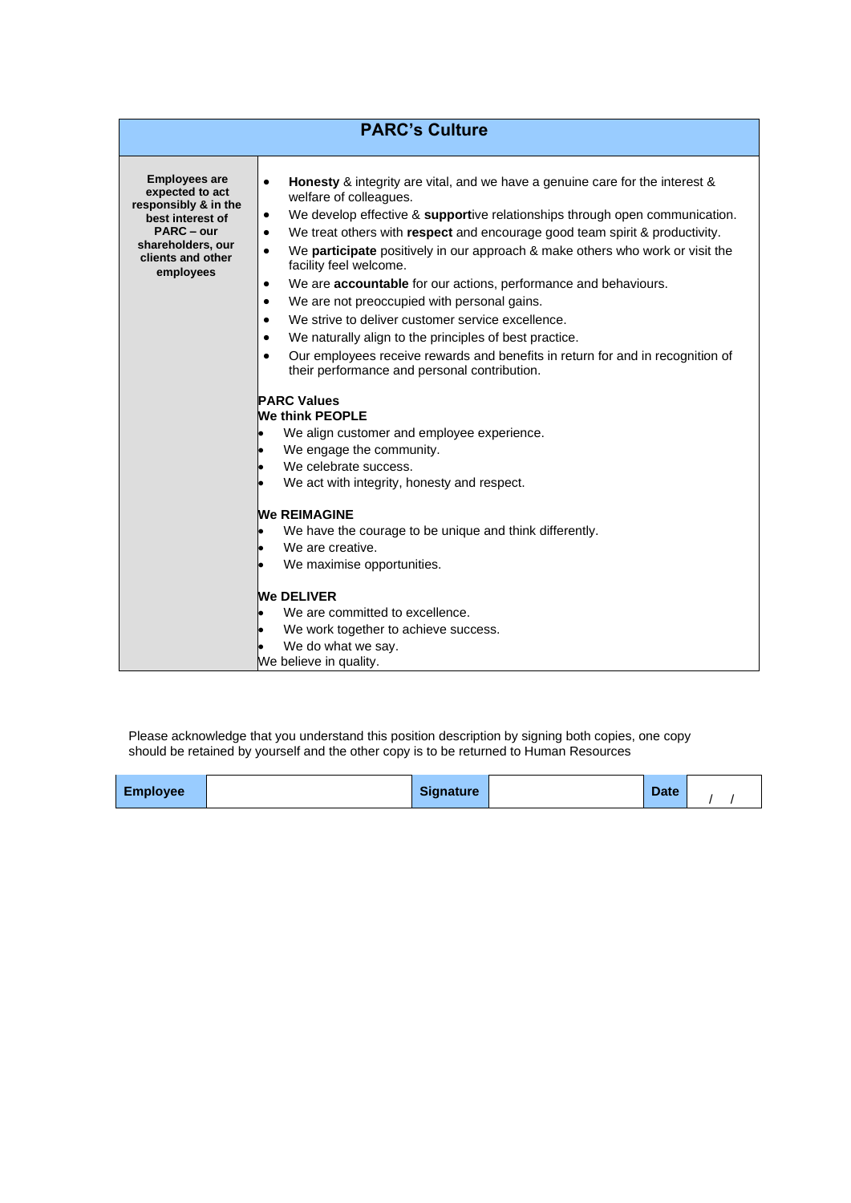| PARC's Culture | |
|---|---|
| **Employees are expected to act responsibly & in the best interest of PARC – our shareholders, our clients and other employees** | • **Honesty** & integrity are vital, and we have a genuine care for the interest & welfare of colleagues.<br>• We develop effective & **support**ive relationships through open communication.<br>• We treat others with **respect** and encourage good team spirit & productivity.<br>• We **participate** positively in our approach & make others who work or visit the facility feel welcome.<br>• We are **accountable** for our actions, performance and behaviours.<br>• We are not preoccupied with personal gains.<br>• We strive to deliver customer service excellence.<br>• We naturally align to the principles of best practice.<br>• Our employees receive rewards and benefits in return for and in recognition of their performance and personal contribution.<br><br>**PARC Values**<br>**We think PEOPLE**<br>• We align customer and employee experience.<br>• We engage the community.<br>• We celebrate success.<br>• We act with integrity, honesty and respect.<br><br>**We REIMAGINE**<br>• We have the courage to be unique and think differently.<br>• We are creative.<br>• We maximise opportunities.<br><br>**We DELIVER**<br>• We are committed to excellence.<br>• We work together to achieve success.<br>• We do what we say.<br>We believe in quality. |

Please acknowledge that you understand this position description by signing both copies, one copy should be retained by yourself and the other copy is to be returned to Human Resources

| **Employee** | | **Signature** | | **Date** | / / |
|---|---|---|---|---|---|